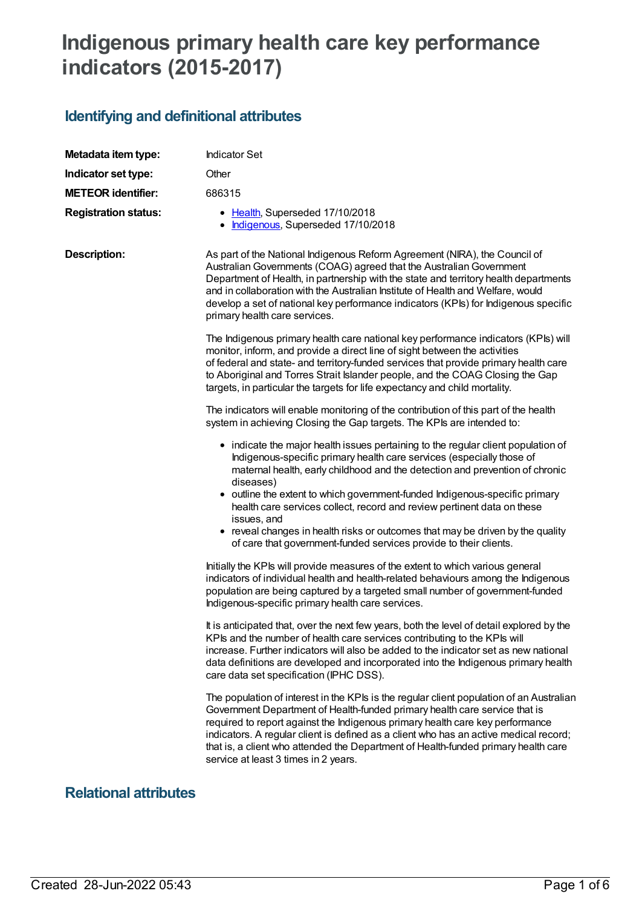# Indigenous primary health care key performance indicators (2015-2017)

## Identifying and definitional attributes

| | |
|---|---|
| **Metadata item type:** | Indicator Set |
| **Indicator set type:** | Other |
| **METEOR identifier:** | 686315 |
| **Registration status:** | • Health, Superseded 17/10/2018<br>• Indigenous, Superseded 17/10/2018 |

**Description:**

As part of the National Indigenous Reform Agreement (NIRA), the Council of Australian Governments (COAG) agreed that the Australian Government Department of Health, in partnership with the state and territory health departments and in collaboration with the Australian Institute of Health and Welfare, would develop a set of national key performance indicators (KPIs) for Indigenous specific primary health care services.

The Indigenous primary health care national key performance indicators (KPIs) will monitor, inform, and provide a direct line of sight between the activities of federal and state- and territory-funded services that provide primary health care to Aboriginal and Torres Strait Islander people, and the COAG Closing the Gap targets, in particular the targets for life expectancy and child mortality.

The indicators will enable monitoring of the contribution of this part of the health system in achieving Closing the Gap targets. The KPIs are intended to:

- indicate the major health issues pertaining to the regular client population of Indigenous-specific primary health care services (especially those of maternal health, early childhood and the detection and prevention of chronic diseases)
- outline the extent to which government-funded Indigenous-specific primary health care services collect, record and review pertinent data on these issues, and
- reveal changes in health risks or outcomes that may be driven by the quality of care that government-funded services provide to their clients.

Initially the KPIs will provide measures of the extent to which various general indicators of individual health and health-related behaviours among the Indigenous population are being captured by a targeted small number of government-funded Indigenous-specific primary health care services.

It is anticipated that, over the next few years, both the level of detail explored by the KPIs and the number of health care services contributing to the KPIs will increase. Further indicators will also be added to the indicator set as new national data definitions are developed and incorporated into the Indigenous primary health care data set specification (IPHC DSS).

The population of interest in the KPIs is the regular client population of an Australian Government Department of Health-funded primary health care service that is required to report against the Indigenous primary health care key performance indicators. A regular client is defined as a client who has an active medical record; that is, a client who attended the Department of Health-funded primary health care service at least 3 times in 2 years.

## Relational attributes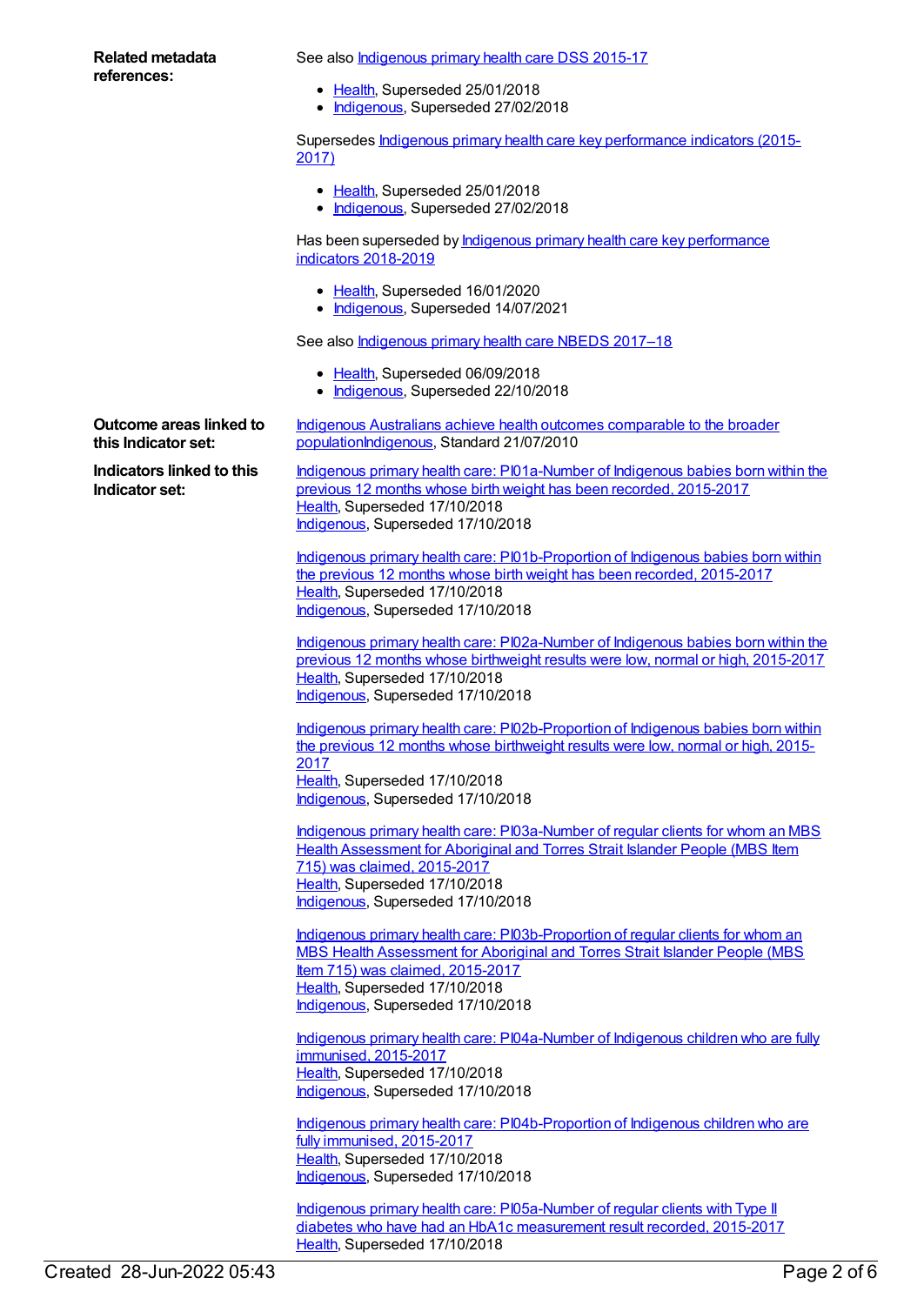**Related metadata references:**

See also Indigenous primary health care DSS 2015-17

- Health, Superseded 25/01/2018
- Indigenous, Superseded 27/02/2018

Supersedes Indigenous primary health care key performance indicators (2015-2017)

- Health, Superseded 25/01/2018
- Indigenous, Superseded 27/02/2018

Has been superseded by Indigenous primary health care key performance indicators 2018-2019

- Health, Superseded 16/01/2020
- Indigenous, Superseded 14/07/2021

See also Indigenous primary health care NBEDS 2017–18

- Health, Superseded 06/09/2018
- Indigenous, Superseded 22/10/2018

**Outcome areas linked to this Indicator set:**

Indigenous Australians achieve health outcomes comparable to the broader populationIndigenous, Standard 21/07/2010

**Indicators linked to this Indicator set:**

Indigenous primary health care: PI01a-Number of Indigenous babies born within the previous 12 months whose birth weight has been recorded, 2015-2017
Health, Superseded 17/10/2018
Indigenous, Superseded 17/10/2018

Indigenous primary health care: PI01b-Proportion of Indigenous babies born within the previous 12 months whose birth weight has been recorded, 2015-2017
Health, Superseded 17/10/2018
Indigenous, Superseded 17/10/2018

Indigenous primary health care: PI02a-Number of Indigenous babies born within the previous 12 months whose birthweight results were low, normal or high, 2015-2017
Health, Superseded 17/10/2018
Indigenous, Superseded 17/10/2018

Indigenous primary health care: PI02b-Proportion of Indigenous babies born within the previous 12 months whose birthweight results were low, normal or high, 2015-2017
Health, Superseded 17/10/2018
Indigenous, Superseded 17/10/2018

Indigenous primary health care: PI03a-Number of regular clients for whom an MBS Health Assessment for Aboriginal and Torres Strait Islander People (MBS Item 715) was claimed, 2015-2017
Health, Superseded 17/10/2018
Indigenous, Superseded 17/10/2018

Indigenous primary health care: PI03b-Proportion of regular clients for whom an MBS Health Assessment for Aboriginal and Torres Strait Islander People (MBS Item 715) was claimed, 2015-2017
Health, Superseded 17/10/2018
Indigenous, Superseded 17/10/2018

Indigenous primary health care: PI04a-Number of Indigenous children who are fully immunised, 2015-2017
Health, Superseded 17/10/2018
Indigenous, Superseded 17/10/2018

Indigenous primary health care: PI04b-Proportion of Indigenous children who are fully immunised, 2015-2017
Health, Superseded 17/10/2018
Indigenous, Superseded 17/10/2018

Indigenous primary health care: PI05a-Number of regular clients with Type II diabetes who have had an HbA1c measurement result recorded, 2015-2017
Health, Superseded 17/10/2018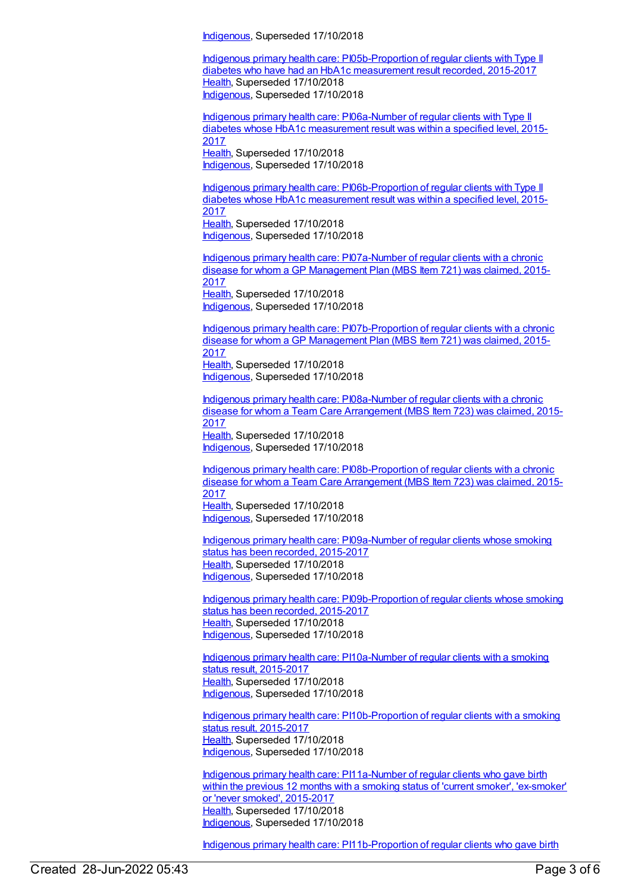Indigenous, Superseded 17/10/2018

Indigenous primary health care: PI05b-Proportion of regular clients with Type II diabetes who have had an HbA1c measurement result recorded, 2015-2017
Health, Superseded 17/10/2018
Indigenous, Superseded 17/10/2018

Indigenous primary health care: PI06a-Number of regular clients with Type II diabetes whose HbA1c measurement result was within a specified level, 2015-2017
Health, Superseded 17/10/2018
Indigenous, Superseded 17/10/2018

Indigenous primary health care: PI06b-Proportion of regular clients with Type II diabetes whose HbA1c measurement result was within a specified level, 2015-2017
Health, Superseded 17/10/2018
Indigenous, Superseded 17/10/2018

Indigenous primary health care: PI07a-Number of regular clients with a chronic disease for whom a GP Management Plan (MBS Item 721) was claimed, 2015-2017
Health, Superseded 17/10/2018
Indigenous, Superseded 17/10/2018

Indigenous primary health care: PI07b-Proportion of regular clients with a chronic disease for whom a GP Management Plan (MBS Item 721) was claimed, 2015-2017
Health, Superseded 17/10/2018
Indigenous, Superseded 17/10/2018

Indigenous primary health care: PI08a-Number of regular clients with a chronic disease for whom a Team Care Arrangement (MBS Item 723) was claimed, 2015-2017
Health, Superseded 17/10/2018
Indigenous, Superseded 17/10/2018

Indigenous primary health care: PI08b-Proportion of regular clients with a chronic disease for whom a Team Care Arrangement (MBS Item 723) was claimed, 2015-2017
Health, Superseded 17/10/2018
Indigenous, Superseded 17/10/2018

Indigenous primary health care: PI09a-Number of regular clients whose smoking status has been recorded, 2015-2017
Health, Superseded 17/10/2018
Indigenous, Superseded 17/10/2018

Indigenous primary health care: PI09b-Proportion of regular clients whose smoking status has been recorded, 2015-2017
Health, Superseded 17/10/2018
Indigenous, Superseded 17/10/2018

Indigenous primary health care: PI10a-Number of regular clients with a smoking status result, 2015-2017
Health, Superseded 17/10/2018
Indigenous, Superseded 17/10/2018

Indigenous primary health care: PI10b-Proportion of regular clients with a smoking status result, 2015-2017
Health, Superseded 17/10/2018
Indigenous, Superseded 17/10/2018

Indigenous primary health care: PI11a-Number of regular clients who gave birth within the previous 12 months with a smoking status of 'current smoker', 'ex-smoker' or 'never smoked', 2015-2017
Health, Superseded 17/10/2018
Indigenous, Superseded 17/10/2018

Indigenous primary health care: PI11b-Proportion of regular clients who gave birth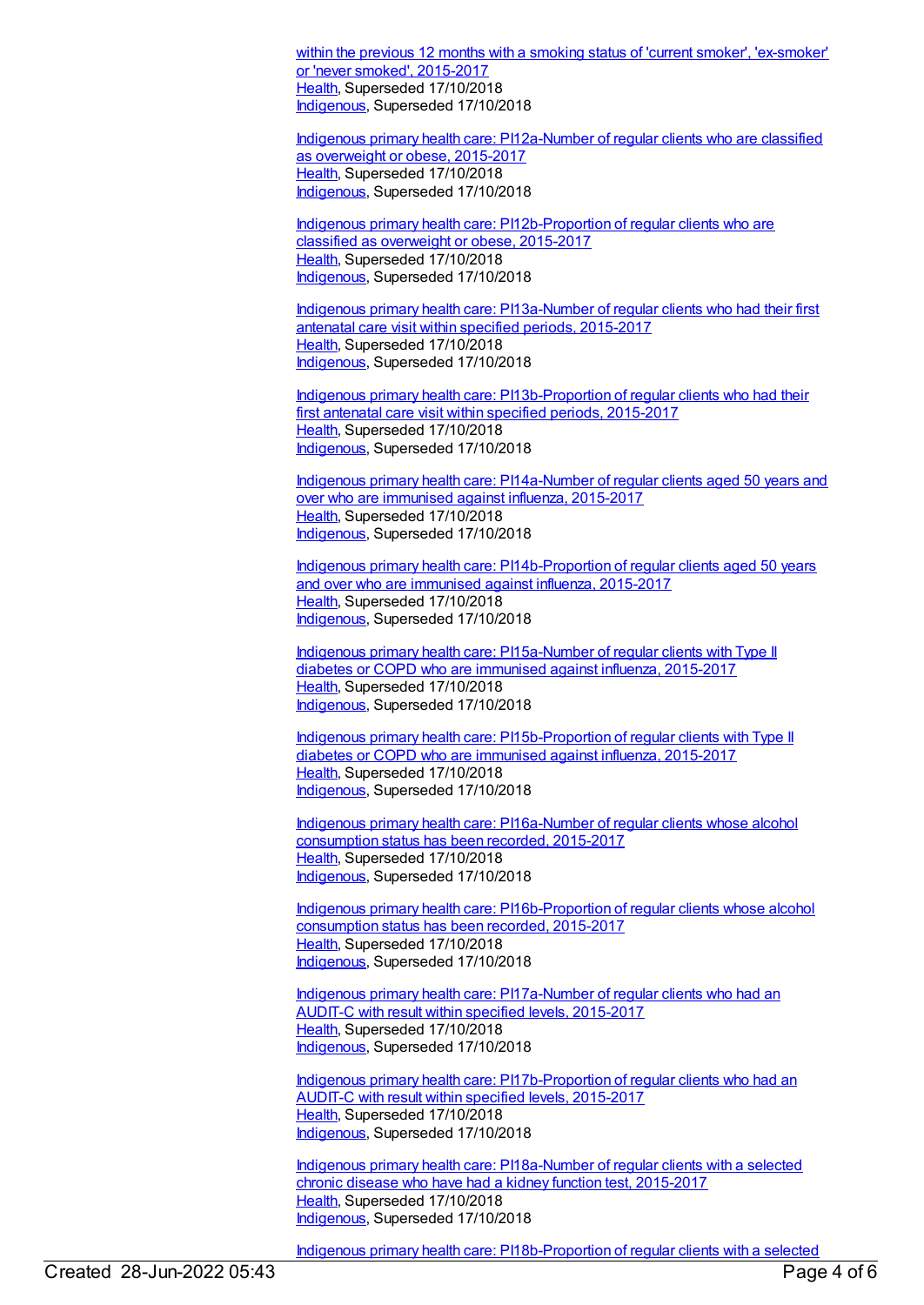[within the previous 12 months with a smoking status of 'current smoker', 'ex-smoker' or 'never smoked', 2015-2017](#)
[Health](#), Superseded 17/10/2018
[Indigenous](#), Superseded 17/10/2018

[Indigenous primary health care: PI12a-Number of regular clients who are classified as overweight or obese, 2015-2017](#)
[Health](#), Superseded 17/10/2018
[Indigenous](#), Superseded 17/10/2018

[Indigenous primary health care: PI12b-Proportion of regular clients who are classified as overweight or obese, 2015-2017](#)
[Health](#), Superseded 17/10/2018
[Indigenous](#), Superseded 17/10/2018

[Indigenous primary health care: PI13a-Number of regular clients who had their first antenatal care visit within specified periods, 2015-2017](#)
[Health](#), Superseded 17/10/2018
[Indigenous](#), Superseded 17/10/2018

[Indigenous primary health care: PI13b-Proportion of regular clients who had their first antenatal care visit within specified periods, 2015-2017](#)
[Health](#), Superseded 17/10/2018
[Indigenous](#), Superseded 17/10/2018

[Indigenous primary health care: PI14a-Number of regular clients aged 50 years and over who are immunised against influenza, 2015-2017](#)
[Health](#), Superseded 17/10/2018
[Indigenous](#), Superseded 17/10/2018

[Indigenous primary health care: PI14b-Proportion of regular clients aged 50 years and over who are immunised against influenza, 2015-2017](#)
[Health](#), Superseded 17/10/2018
[Indigenous](#), Superseded 17/10/2018

[Indigenous primary health care: PI15a-Number of regular clients with Type II diabetes or COPD who are immunised against influenza, 2015-2017](#)
[Health](#), Superseded 17/10/2018
[Indigenous](#), Superseded 17/10/2018

[Indigenous primary health care: PI15b-Proportion of regular clients with Type II diabetes or COPD who are immunised against influenza, 2015-2017](#)
[Health](#), Superseded 17/10/2018
[Indigenous](#), Superseded 17/10/2018

[Indigenous primary health care: PI16a-Number of regular clients whose alcohol consumption status has been recorded, 2015-2017](#)
[Health](#), Superseded 17/10/2018
[Indigenous](#), Superseded 17/10/2018

[Indigenous primary health care: PI16b-Proportion of regular clients whose alcohol consumption status has been recorded, 2015-2017](#)
[Health](#), Superseded 17/10/2018
[Indigenous](#), Superseded 17/10/2018

[Indigenous primary health care: PI17a-Number of regular clients who had an AUDIT-C with result within specified levels, 2015-2017](#)
[Health](#), Superseded 17/10/2018
[Indigenous](#), Superseded 17/10/2018

[Indigenous primary health care: PI17b-Proportion of regular clients who had an AUDIT-C with result within specified levels, 2015-2017](#)
[Health](#), Superseded 17/10/2018
[Indigenous](#), Superseded 17/10/2018

[Indigenous primary health care: PI18a-Number of regular clients with a selected chronic disease who have had a kidney function test, 2015-2017](#)
[Health](#), Superseded 17/10/2018
[Indigenous](#), Superseded 17/10/2018

[Indigenous primary health care: PI18b-Proportion of regular clients with a selected](#)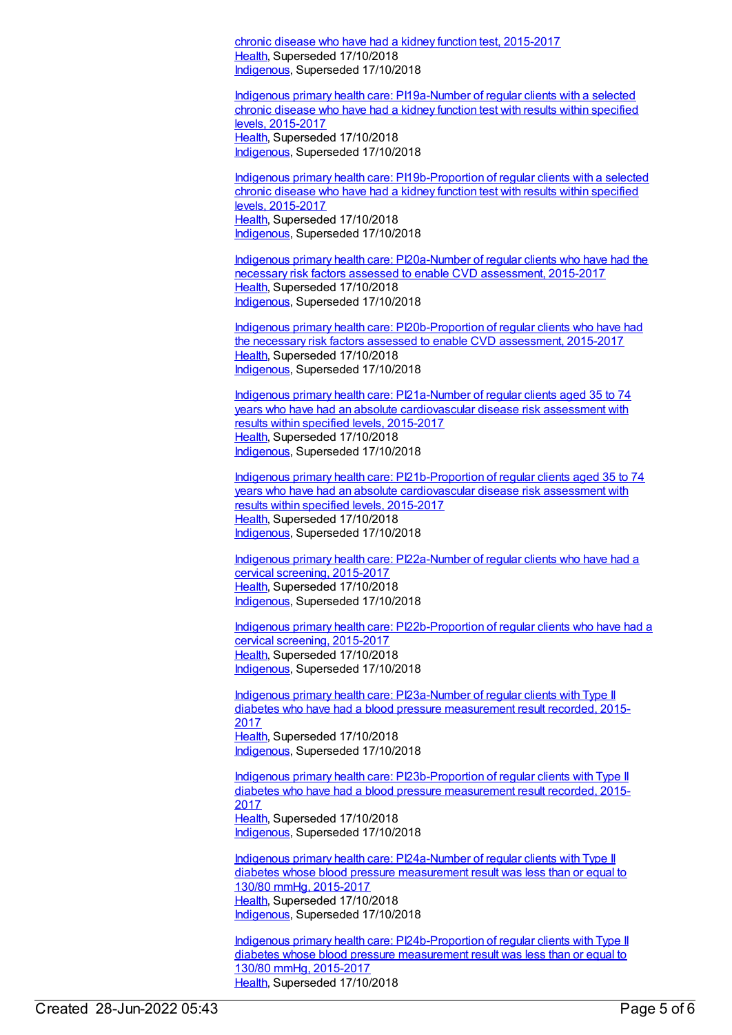chronic disease who have had a kidney function test, 2015-2017
Health, Superseded 17/10/2018
Indigenous, Superseded 17/10/2018

Indigenous primary health care: PI19a-Number of regular clients with a selected chronic disease who have had a kidney function test with results within specified levels, 2015-2017
Health, Superseded 17/10/2018
Indigenous, Superseded 17/10/2018

Indigenous primary health care: PI19b-Proportion of regular clients with a selected chronic disease who have had a kidney function test with results within specified levels, 2015-2017
Health, Superseded 17/10/2018
Indigenous, Superseded 17/10/2018

Indigenous primary health care: PI20a-Number of regular clients who have had the necessary risk factors assessed to enable CVD assessment, 2015-2017
Health, Superseded 17/10/2018
Indigenous, Superseded 17/10/2018

Indigenous primary health care: PI20b-Proportion of regular clients who have had the necessary risk factors assessed to enable CVD assessment, 2015-2017
Health, Superseded 17/10/2018
Indigenous, Superseded 17/10/2018

Indigenous primary health care: PI21a-Number of regular clients aged 35 to 74 years who have had an absolute cardiovascular disease risk assessment with results within specified levels, 2015-2017
Health, Superseded 17/10/2018
Indigenous, Superseded 17/10/2018

Indigenous primary health care: PI21b-Proportion of regular clients aged 35 to 74 years who have had an absolute cardiovascular disease risk assessment with results within specified levels, 2015-2017
Health, Superseded 17/10/2018
Indigenous, Superseded 17/10/2018

Indigenous primary health care: PI22a-Number of regular clients who have had a cervical screening, 2015-2017
Health, Superseded 17/10/2018
Indigenous, Superseded 17/10/2018

Indigenous primary health care: PI22b-Proportion of regular clients who have had a cervical screening, 2015-2017
Health, Superseded 17/10/2018
Indigenous, Superseded 17/10/2018

Indigenous primary health care: PI23a-Number of regular clients with Type II diabetes who have had a blood pressure measurement result recorded, 2015-2017
Health, Superseded 17/10/2018
Indigenous, Superseded 17/10/2018

Indigenous primary health care: PI23b-Proportion of regular clients with Type II diabetes who have had a blood pressure measurement result recorded, 2015-2017
Health, Superseded 17/10/2018
Indigenous, Superseded 17/10/2018

Indigenous primary health care: PI24a-Number of regular clients with Type II diabetes whose blood pressure measurement result was less than or equal to 130/80 mmHg, 2015-2017
Health, Superseded 17/10/2018
Indigenous, Superseded 17/10/2018

Indigenous primary health care: PI24b-Proportion of regular clients with Type II diabetes whose blood pressure measurement result was less than or equal to 130/80 mmHg, 2015-2017
Health, Superseded 17/10/2018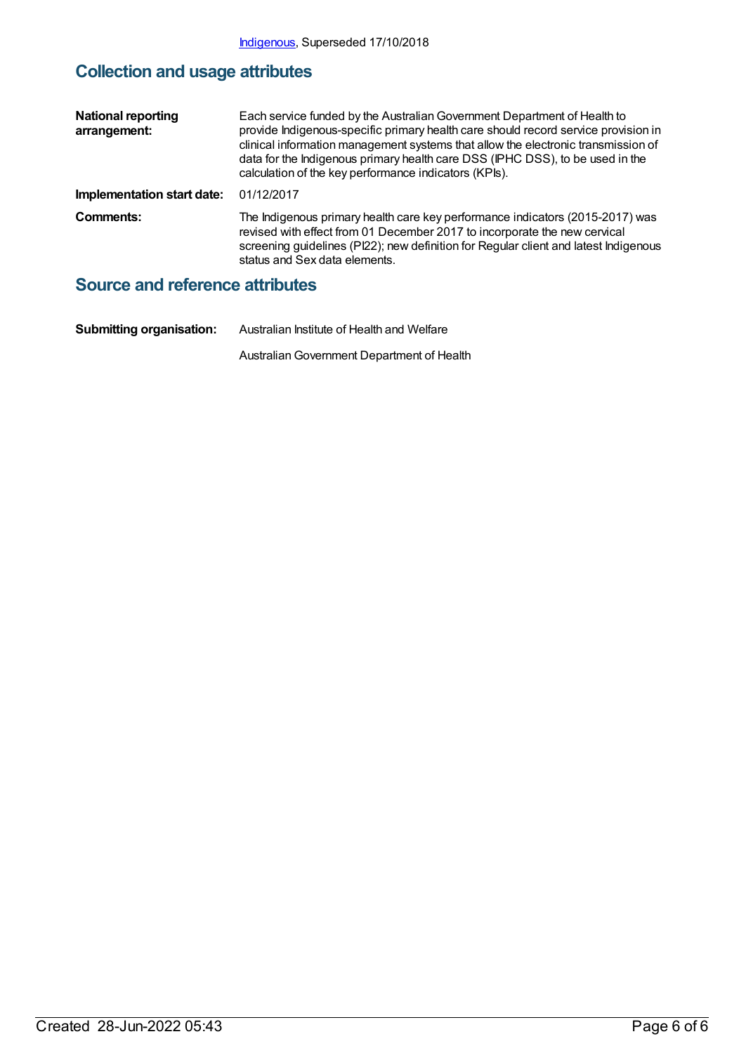[Indigenous](), Superseded 17/10/2018

## Collection and usage attributes

| | |
|---|---|
| **National reporting arrangement:** | Each service funded by the Australian Government Department of Health to provide Indigenous-specific primary health care should record service provision in clinical information management systems that allow the electronic transmission of data for the Indigenous primary health care DSS (IPHC DSS), to be used in the calculation of the key performance indicators (KPIs). |
| **Implementation start date:** | 01/12/2017 |
| **Comments:** | The Indigenous primary health care key performance indicators (2015-2017) was revised with effect from 01 December 2017 to incorporate the new cervical screening guidelines (PI22); new definition for Regular client and latest Indigenous status and Sex data elements. |

## Source and reference attributes

| | |
|---|---|
| **Submitting organisation:** | Australian Institute of Health and Welfare<br><br>Australian Government Department of Health |